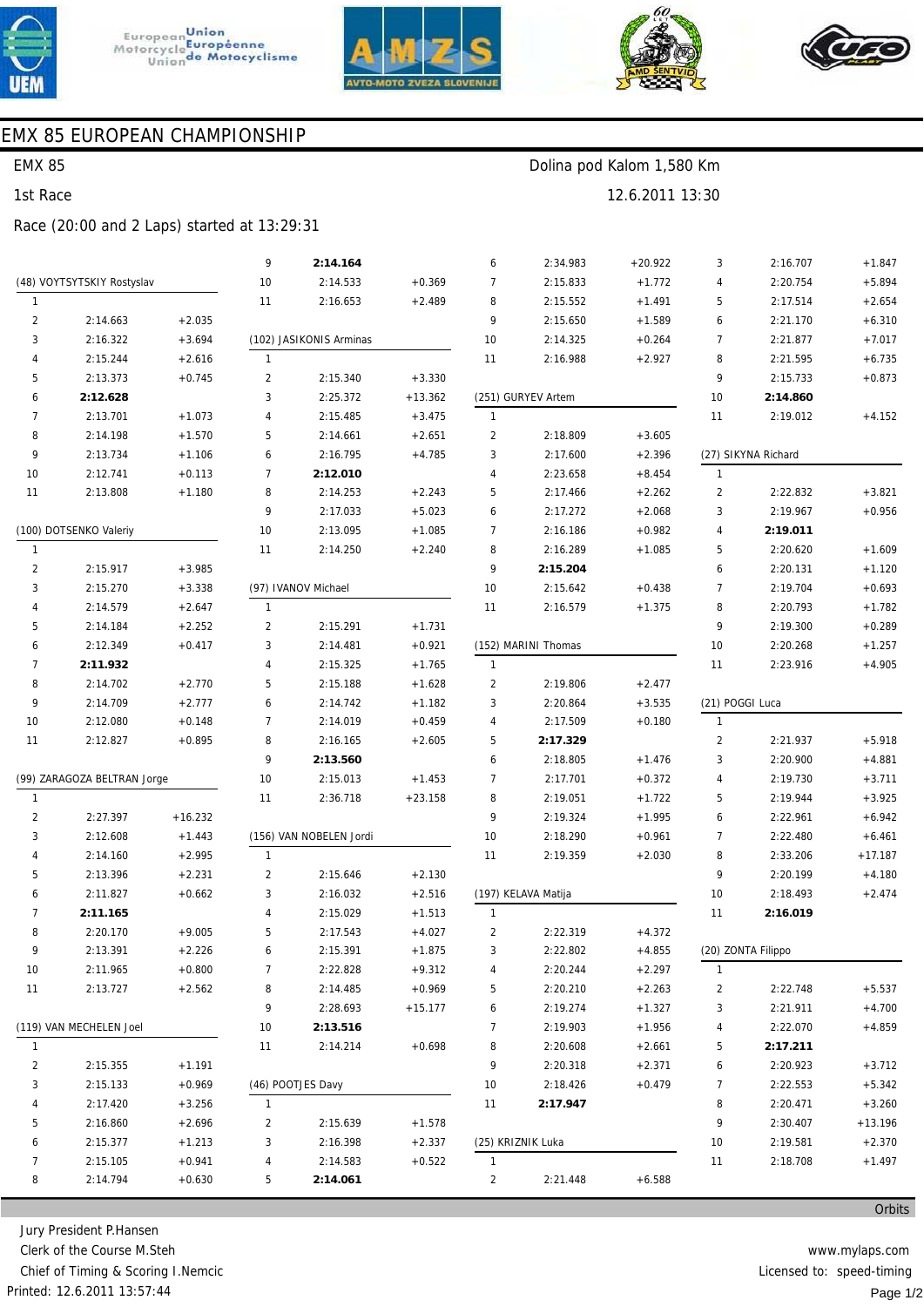# EMX 85 EUROPEAN CHAMPIONSHIP

EMX 85 — Dolina pod Kalom 1,580 Km

1st Race — 12.6.2011 13:30

Race (20:00 and 2 Laps) started at 13:29:31

**(48) VOYTSYTSKIY Rostyslav**

| | | |
|---|---|---|
| 1 | | |
| 2 | 2:14.663 | +2.035 |
| 3 | 2:16.322 | +3.694 |
| 4 | 2:15.244 | +2.616 |
| 5 | 2:13.373 | +0.745 |
| 6 | **2:12.628** | |
| 7 | 2:13.701 | +1.073 |
| 8 | 2:14.198 | +1.570 |
| 9 | 2:13.734 | +1.106 |
| 10 | 2:12.741 | +0.113 |
| 11 | 2:13.808 | +1.180 |

**(100) DOTSENKO Valeriy**

| | | |
|---|---|---|
| 1 | | |
| 2 | 2:15.917 | +3.985 |
| 3 | 2:15.270 | +3.338 |
| 4 | 2:14.579 | +2.647 |
| 5 | 2:14.184 | +2.252 |
| 6 | 2:12.349 | +0.417 |
| 7 | **2:11.932** | |
| 8 | 2:14.702 | +2.770 |
| 9 | 2:14.709 | +2.777 |
| 10 | 2:12.080 | +0.148 |
| 11 | 2:12.827 | +0.895 |

**(99) ZARAGOZA BELTRAN Jorge**

| | | |
|---|---|---|
| 1 | | |
| 2 | 2:27.397 | +16.232 |
| 3 | 2:12.608 | +1.443 |
| 4 | 2:14.160 | +2.995 |
| 5 | 2:13.396 | +2.231 |
| 6 | 2:11.827 | +0.662 |
| 7 | **2:11.165** | |
| 8 | 2:20.170 | +9.005 |
| 9 | 2:13.391 | +2.226 |
| 10 | 2:11.965 | +0.800 |
| 11 | 2:13.727 | +2.562 |

**(119) VAN MECHELEN Joel**

| | | |
|---|---|---|
| 1 | | |
| 2 | 2:15.355 | +1.191 |
| 3 | 2:15.133 | +0.969 |
| 4 | 2:17.420 | +3.256 |
| 5 | 2:16.860 | +2.696 |
| 6 | 2:15.377 | +1.213 |
| 7 | 2:15.105 | +0.941 |
| 8 | 2:14.794 | +0.630 |
| 9 | **2:14.164** | |
| 10 | 2:14.533 | +0.369 |
| 11 | 2:16.653 | +2.489 |

**(102) JASIKONIS Arminas**

| | | |
|---|---|---|
| 1 | | |
| 2 | 2:15.340 | +3.330 |
| 3 | 2:25.372 | +13.362 |
| 4 | 2:15.485 | +3.475 |
| 5 | 2:14.661 | +2.651 |
| 6 | 2:16.795 | +4.785 |
| 7 | **2:12.010** | |
| 8 | 2:14.253 | +2.243 |
| 9 | 2:17.033 | +5.023 |
| 10 | 2:13.095 | +1.085 |
| 11 | 2:14.250 | +2.240 |

**(97) IVANOV Michael**

| | | |
|---|---|---|
| 1 | | |
| 2 | 2:15.291 | +1.731 |
| 3 | 2:14.481 | +0.921 |
| 4 | 2:15.325 | +1.765 |
| 5 | 2:15.188 | +1.628 |
| 6 | 2:14.742 | +1.182 |
| 7 | 2:14.019 | +0.459 |
| 8 | 2:16.165 | +2.605 |
| 9 | **2:13.560** | |
| 10 | 2:15.013 | +1.453 |
| 11 | 2:36.718 | +23.158 |

**(156) VAN NOBELEN Jordi**

| | | |
|---|---|---|
| 1 | | |
| 2 | 2:15.646 | +2.130 |
| 3 | 2:16.032 | +2.516 |
| 4 | 2:15.029 | +1.513 |
| 5 | 2:17.543 | +4.027 |
| 6 | 2:15.391 | +1.875 |
| 7 | 2:22.828 | +9.312 |
| 8 | 2:14.485 | +0.969 |
| 9 | 2:28.693 | +15.177 |
| 10 | **2:13.516** | |
| 11 | 2:14.214 | +0.698 |

**(46) POOTJES Davy**

| | | |
|---|---|---|
| 1 | | |
| 2 | 2:15.639 | +1.578 |
| 3 | 2:16.398 | +2.337 |
| 4 | 2:14.583 | +0.522 |
| 5 | **2:14.061** | |
| 6 | 2:34.983 | +20.922 |
| 7 | 2:15.833 | +1.772 |
| 8 | 2:15.552 | +1.491 |
| 9 | 2:15.650 | +1.589 |
| 10 | 2:14.325 | +0.264 |
| 11 | 2:16.988 | +2.927 |

**(251) GURYEV Artem**

| | | |
|---|---|---|
| 1 | | |
| 2 | 2:18.809 | +3.605 |
| 3 | 2:17.600 | +2.396 |
| 4 | 2:23.658 | +8.454 |
| 5 | 2:17.466 | +2.262 |
| 6 | 2:17.272 | +2.068 |
| 7 | 2:16.186 | +0.982 |
| 8 | 2:16.289 | +1.085 |
| 9 | **2:15.204** | |
| 10 | 2:15.642 | +0.438 |
| 11 | 2:16.579 | +1.375 |

**(152) MARINI Thomas**

| | | |
|---|---|---|
| 1 | | |
| 2 | 2:19.806 | +2.477 |
| 3 | 2:20.864 | +3.535 |
| 4 | 2:17.509 | +0.180 |
| 5 | **2:17.329** | |
| 6 | 2:18.805 | +1.476 |
| 7 | 2:17.701 | +0.372 |
| 8 | 2:19.051 | +1.722 |
| 9 | 2:19.324 | +1.995 |
| 10 | 2:18.290 | +0.961 |
| 11 | 2:19.359 | +2.030 |

**(197) KELAVA Matija**

| | | |
|---|---|---|
| 1 | | |
| 2 | 2:22.319 | +4.372 |
| 3 | 2:22.802 | +4.855 |
| 4 | 2:20.244 | +2.297 |
| 5 | 2:20.210 | +2.263 |
| 6 | 2:19.274 | +1.327 |
| 7 | 2:19.903 | +1.956 |
| 8 | 2:20.608 | +2.661 |
| 9 | 2:20.318 | +2.371 |
| 10 | 2:18.426 | +0.479 |
| 11 | **2:17.947** | |

**(25) KRIZNIK Luka**

| | | |
|---|---|---|
| 1 | | |
| 2 | 2:21.448 | +6.588 |
| 3 | 2:16.707 | +1.847 |
| 4 | 2:20.754 | +5.894 |
| 5 | 2:17.514 | +2.654 |
| 6 | 2:21.170 | +6.310 |
| 7 | 2:21.877 | +7.017 |
| 8 | 2:21.595 | +6.735 |
| 9 | 2:15.733 | +0.873 |
| 10 | **2:14.860** | |
| 11 | 2:19.012 | +4.152 |

**(27) SIKYNA Richard**

| | | |
|---|---|---|
| 1 | | |
| 2 | 2:22.832 | +3.821 |
| 3 | 2:19.967 | +0.956 |
| 4 | **2:19.011** | |
| 5 | 2:20.620 | +1.609 |
| 6 | 2:20.131 | +1.120 |
| 7 | 2:19.704 | +0.693 |
| 8 | 2:20.793 | +1.782 |
| 9 | 2:19.300 | +0.289 |
| 10 | 2:20.268 | +1.257 |
| 11 | 2:23.916 | +4.905 |

**(21) POGGI Luca**

| | | |
|---|---|---|
| 1 | | |
| 2 | 2:21.937 | +5.918 |
| 3 | 2:20.900 | +4.881 |
| 4 | 2:19.730 | +3.711 |
| 5 | 2:19.944 | +3.925 |
| 6 | 2:22.961 | +6.942 |
| 7 | 2:22.480 | +6.461 |
| 8 | 2:33.206 | +17.187 |
| 9 | 2:20.199 | +4.180 |
| 10 | 2:18.493 | +2.474 |
| 11 | **2:16.019** | |

**(20) ZONTA Filippo**

| | | |
|---|---|---|
| 1 | | |
| 2 | 2:22.748 | +5.537 |
| 3 | 2:21.911 | +4.700 |
| 4 | 2:22.070 | +4.859 |
| 5 | **2:17.211** | |
| 6 | 2:20.923 | +3.712 |
| 7 | 2:22.553 | +5.342 |
| 8 | 2:20.471 | +3.260 |
| 9 | 2:30.407 | +13.196 |
| 10 | 2:19.581 | +2.370 |
| 11 | 2:18.708 | +1.497 |

Orbits

Jury President P.Hansen
Clerk of the Course M.Steh
Chief of Timing & Scoring I.Nemcic
Printed: 12.6.2011 13:57:44

www.mylaps.com
Licensed to: speed-timing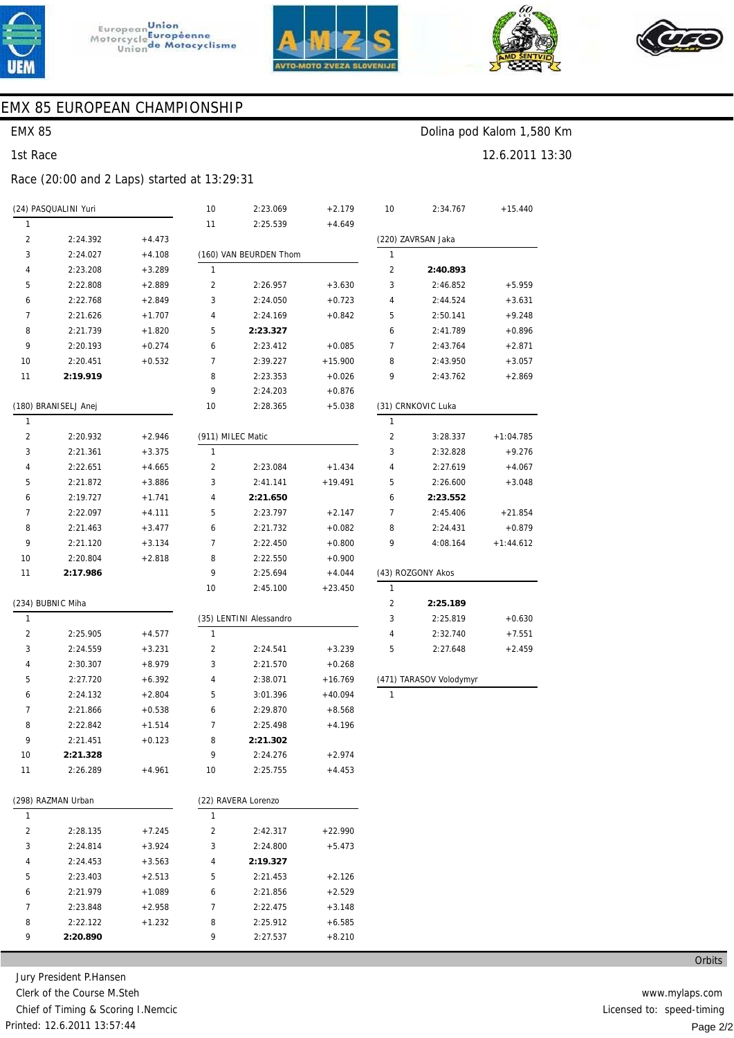# EMX 85 EUROPEAN CHAMPIONSHIP

EMX 85 — Dolina pod Kalom 1,580 Km

1st Race — 12.6.2011 13:30

Race (20:00 and 2 Laps) started at 13:29:31

**(24) PASQUALINI Yuri**

| | | |
|---|---|---|
| 1 | | |
| 2 | 2:24.392 | +4.473 |
| 3 | 2:24.027 | +4.108 |
| 4 | 2:23.208 | +3.289 |
| 5 | 2:22.808 | +2.889 |
| 6 | 2:22.768 | +2.849 |
| 7 | 2:21.626 | +1.707 |
| 8 | 2:21.739 | +1.820 |
| 9 | 2:20.193 | +0.274 |
| 10 | 2:20.451 | +0.532 |
| 11 | **2:19.919** | |

**(180) BRANISELJ Anej**

| | | |
|---|---|---|
| 1 | | |
| 2 | 2:20.932 | +2.946 |
| 3 | 2:21.361 | +3.375 |
| 4 | 2:22.651 | +4.665 |
| 5 | 2:21.872 | +3.886 |
| 6 | 2:19.727 | +1.741 |
| 7 | 2:22.097 | +4.111 |
| 8 | 2:21.463 | +3.477 |
| 9 | 2:21.120 | +3.134 |
| 10 | 2:20.804 | +2.818 |
| 11 | **2:17.986** | |

**(234) BUBNIC Miha**

| | | |
|---|---|---|
| 1 | | |
| 2 | 2:25.905 | +4.577 |
| 3 | 2:24.559 | +3.231 |
| 4 | 2:30.307 | +8.979 |
| 5 | 2:27.720 | +6.392 |
| 6 | 2:24.132 | +2.804 |
| 7 | 2:21.866 | +0.538 |
| 8 | 2:22.842 | +1.514 |
| 9 | 2:21.451 | +0.123 |
| 10 | **2:21.328** | |
| 11 | 2:26.289 | +4.961 |

**(298) RAZMAN Urban**

| | | |
|---|---|---|
| 1 | | |
| 2 | 2:28.135 | +7.245 |
| 3 | 2:24.814 | +3.924 |
| 4 | 2:24.453 | +3.563 |
| 5 | 2:23.403 | +2.513 |
| 6 | 2:21.979 | +1.089 |
| 7 | 2:23.848 | +2.958 |
| 8 | 2:22.122 | +1.232 |
| 9 | **2:20.890** | |
| 10 | 2:23.069 | +2.179 |
| 11 | 2:25.539 | +4.649 |

**(160) VAN BEURDEN Thom**

| | | |
|---|---|---|
| 1 | | |
| 2 | 2:26.957 | +3.630 |
| 3 | 2:24.050 | +0.723 |
| 4 | 2:24.169 | +0.842 |
| 5 | **2:23.327** | |
| 6 | 2:23.412 | +0.085 |
| 7 | 2:39.227 | +15.900 |
| 8 | 2:23.353 | +0.026 |
| 9 | 2:24.203 | +0.876 |
| 10 | 2:28.365 | +5.038 |

**(911) MILEC Matic**

| | | |
|---|---|---|
| 1 | | |
| 2 | 2:23.084 | +1.434 |
| 3 | 2:41.141 | +19.491 |
| 4 | **2:21.650** | |
| 5 | 2:23.797 | +2.147 |
| 6 | 2:21.732 | +0.082 |
| 7 | 2:22.450 | +0.800 |
| 8 | 2:22.550 | +0.900 |
| 9 | 2:25.694 | +4.044 |
| 10 | 2:45.100 | +23.450 |

**(35) LENTINI Alessandro**

| | | |
|---|---|---|
| 1 | | |
| 2 | 2:24.541 | +3.239 |
| 3 | 2:21.570 | +0.268 |
| 4 | 2:38.071 | +16.769 |
| 5 | 3:01.396 | +40.094 |
| 6 | 2:29.870 | +8.568 |
| 7 | 2:25.498 | +4.196 |
| 8 | **2:21.302** | |
| 9 | 2:24.276 | +2.974 |
| 10 | 2:25.755 | +4.453 |

**(22) RAVERA Lorenzo**

| | | |
|---|---|---|
| 1 | | |
| 2 | 2:42.317 | +22.990 |
| 3 | 2:24.800 | +5.473 |
| 4 | **2:19.327** | |
| 5 | 2:21.453 | +2.126 |
| 6 | 2:21.856 | +2.529 |
| 7 | 2:22.475 | +3.148 |
| 8 | 2:25.912 | +6.585 |
| 9 | 2:27.537 | +8.210 |
| 10 | 2:34.767 | +15.440 |

**(220) ZAVRSAN Jaka**

| | | |
|---|---|---|
| 1 | | |
| 2 | **2:40.893** | |
| 3 | 2:46.852 | +5.959 |
| 4 | 2:44.524 | +3.631 |
| 5 | 2:50.141 | +9.248 |
| 6 | 2:41.789 | +0.896 |
| 7 | 2:43.764 | +2.871 |
| 8 | 2:43.950 | +3.057 |
| 9 | 2:43.762 | +2.869 |

**(31) CRNKOVIC Luka**

| | | |
|---|---|---|
| 1 | | |
| 2 | 3:28.337 | +1:04.785 |
| 3 | 2:32.828 | +9.276 |
| 4 | 2:27.619 | +4.067 |
| 5 | 2:26.600 | +3.048 |
| 6 | **2:23.552** | |
| 7 | 2:45.406 | +21.854 |
| 8 | 2:24.431 | +0.879 |
| 9 | 4:08.164 | +1:44.612 |

**(43) ROZGONY Akos**

| | | |
|---|---|---|
| 1 | | |
| 2 | **2:25.189** | |
| 3 | 2:25.819 | +0.630 |
| 4 | 2:32.740 | +7.551 |
| 5 | 2:27.648 | +2.459 |

**(471) TARASOV Volodymyr**

| | | |
|---|---|---|
| 1 | | |

Orbits

Jury President P.Hansen
Clerk of the Course M.Steh
Chief of Timing & Scoring I.Nemcic
Printed: 12.6.2011 13:57:44

www.mylaps.com
Licensed to: speed-timing